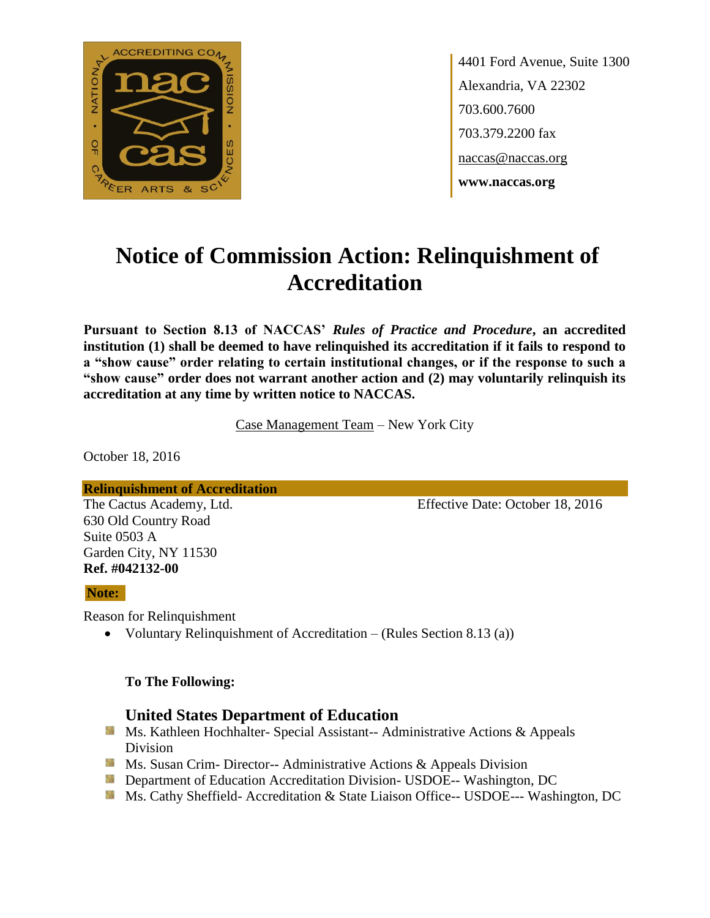4401 Ford Avenue, Suite 1300
Alexandria, VA 22302
703.600.7600
703.379.2200 fax
naccas@naccas.org
**www.naccas.org**

# Notice of Commission Action: Relinquishment of Accreditation

**Pursuant to Section 8.13 of NACCAS' *Rules of Practice and Procedure*, an accredited institution (1) shall be deemed to have relinquished its accreditation if it fails to respond to a "show cause" order relating to certain institutional changes, or if the response to such a "show cause" order does not warrant another action and (2) may voluntarily relinquish its accreditation at any time by written notice to NACCAS.**

Case Management Team – New York City

October 18, 2016

**Relinquishment of Accreditation**

The Cactus Academy, Ltd.
630 Old Country Road
Suite 0503 A
Garden City, NY 11530
**Ref. #042132-00**

Effective Date: October 18, 2016

**Note:**

Reason for Relinquishment

- Voluntary Relinquishment of Accreditation – (Rules Section 8.13 (a))

**To The Following:**

### United States Department of Education

- Ms. Kathleen Hochhalter- Special Assistant-- Administrative Actions & Appeals Division
- Ms. Susan Crim- Director-- Administrative Actions & Appeals Division
- Department of Education Accreditation Division- USDOE-- Washington, DC
- Ms. Cathy Sheffield- Accreditation & State Liaison Office-- USDOE--- Washington, DC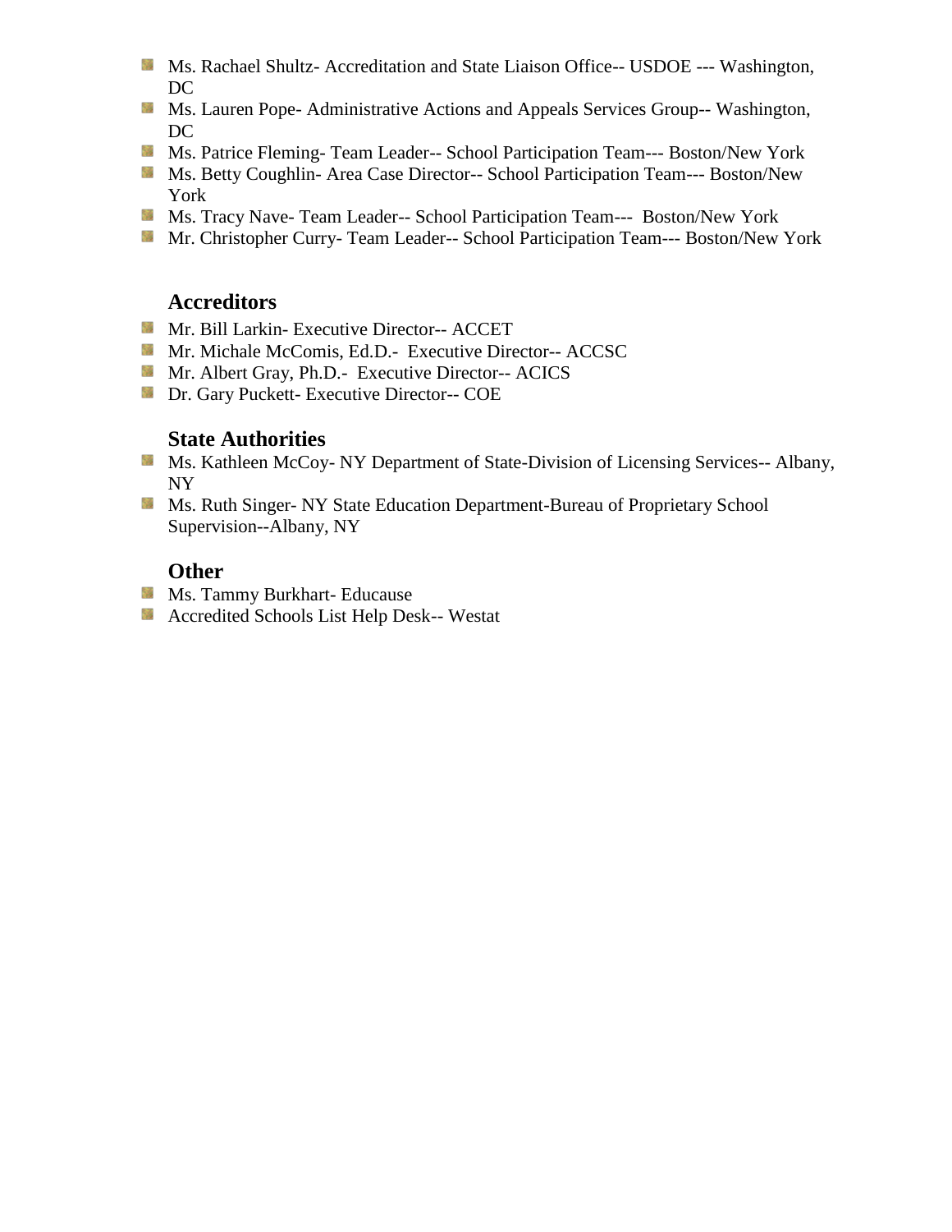- Ms. Rachael Shultz- Accreditation and State Liaison Office-- USDOE --- Washington, DC
- Ms. Lauren Pope- Administrative Actions and Appeals Services Group-- Washington, DC
- Ms. Patrice Fleming- Team Leader-- School Participation Team--- Boston/New York
- Ms. Betty Coughlin- Area Case Director-- School Participation Team--- Boston/New York
- Ms. Tracy Nave- Team Leader-- School Participation Team--- Boston/New York
- Mr. Christopher Curry- Team Leader-- School Participation Team--- Boston/New York

### Accreditors

- Mr. Bill Larkin- Executive Director-- ACCET
- Mr. Michale McComis, Ed.D.- Executive Director-- ACCSC
- Mr. Albert Gray, Ph.D.- Executive Director-- ACICS
- Dr. Gary Puckett- Executive Director-- COE

### State Authorities

- Ms. Kathleen McCoy- NY Department of State-Division of Licensing Services-- Albany, NY
- Ms. Ruth Singer- NY State Education Department-Bureau of Proprietary School Supervision--Albany, NY

### Other

- Ms. Tammy Burkhart- Educause
- Accredited Schools List Help Desk-- Westat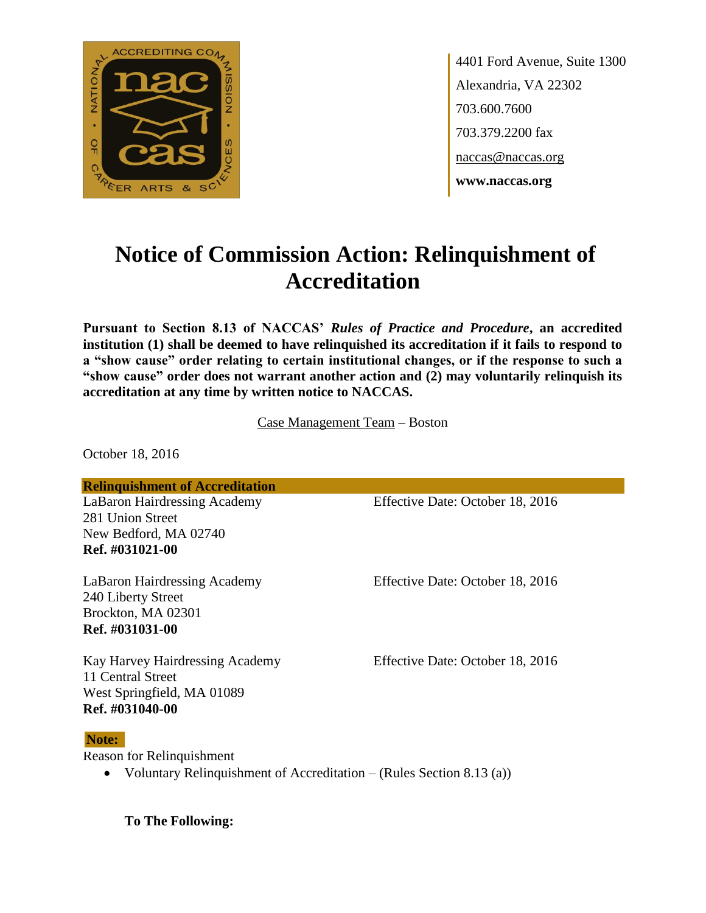ACCREDITING COMMISSION · NATIONAL · nac cas · OF CAREER ARTS & SCIENCES

4401 Ford Avenue, Suite 1300
Alexandria, VA 22302
703.600.7600
703.379.2200 fax
naccas@naccas.org
**www.naccas.org**

# Notice of Commission Action: Relinquishment of Accreditation

**Pursuant to Section 8.13 of NACCAS' *Rules of Practice and Procedure*, an accredited institution (1) shall be deemed to have relinquished its accreditation if it fails to respond to a "show cause" order relating to certain institutional changes, or if the response to such a "show cause" order does not warrant another action and (2) may voluntarily relinquish its accreditation at any time by written notice to NACCAS.**

Case Management Team – Boston

October 18, 2016

**Relinquishment of Accreditation**

LaBaron Hairdressing Academy
281 Union Street
New Bedford, MA 02740
**Ref. #031021-00**

Effective Date: October 18, 2016

LaBaron Hairdressing Academy
240 Liberty Street
Brockton, MA 02301
**Ref. #031031-00**

Effective Date: October 18, 2016

Kay Harvey Hairdressing Academy
11 Central Street
West Springfield, MA 01089
**Ref. #031040-00**

Effective Date: October 18, 2016

**Note:**

Reason for Relinquishment

- Voluntary Relinquishment of Accreditation – (Rules Section 8.13 (a))

**To The Following:**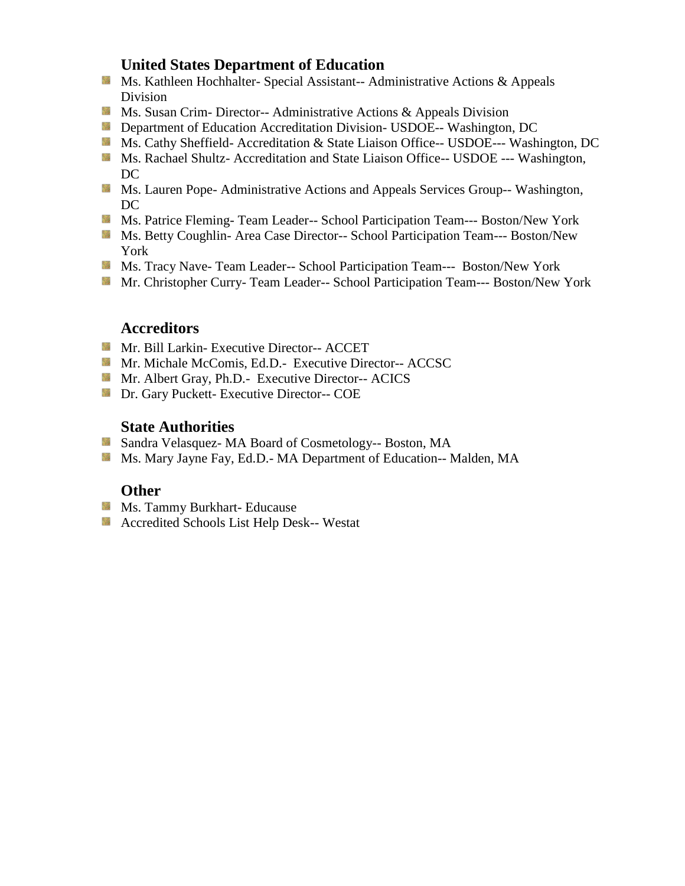### United States Department of Education

- Ms. Kathleen Hochhalter- Special Assistant-- Administrative Actions & Appeals Division
- Ms. Susan Crim- Director-- Administrative Actions & Appeals Division
- Department of Education Accreditation Division- USDOE-- Washington, DC
- Ms. Cathy Sheffield- Accreditation & State Liaison Office-- USDOE--- Washington, DC
- Ms. Rachael Shultz- Accreditation and State Liaison Office-- USDOE --- Washington, DC
- Ms. Lauren Pope- Administrative Actions and Appeals Services Group-- Washington, DC
- Ms. Patrice Fleming- Team Leader-- School Participation Team--- Boston/New York
- Ms. Betty Coughlin- Area Case Director-- School Participation Team--- Boston/New York
- Ms. Tracy Nave- Team Leader-- School Participation Team--- Boston/New York
- Mr. Christopher Curry- Team Leader-- School Participation Team--- Boston/New York

### Accreditors

- Mr. Bill Larkin- Executive Director-- ACCET
- Mr. Michale McComis, Ed.D.- Executive Director-- ACCSC
- Mr. Albert Gray, Ph.D.- Executive Director-- ACICS
- Dr. Gary Puckett- Executive Director-- COE

### State Authorities

- Sandra Velasquez- MA Board of Cosmetology-- Boston, MA
- Ms. Mary Jayne Fay, Ed.D.- MA Department of Education-- Malden, MA

### Other

- Ms. Tammy Burkhart- Educause
- Accredited Schools List Help Desk-- Westat